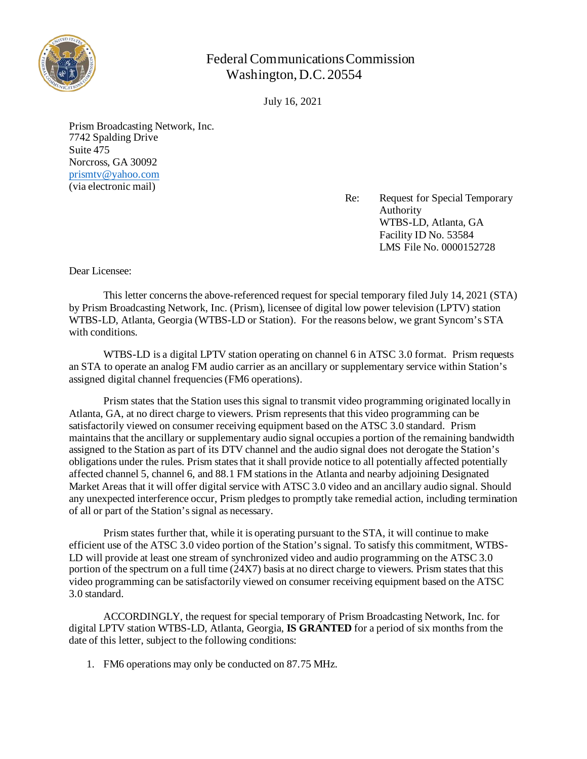Federal Communications Commission
Washington, D.C. 20554

July 16, 2021

Prism Broadcasting Network, Inc.
7742 Spalding Drive
Suite 475
Norcross, GA 30092
prismtv@yahoo.com
(via electronic mail)

Re: Request for Special Temporary Authority
WTBS-LD, Atlanta, GA
Facility ID No. 53584
LMS File No. 0000152728

Dear Licensee:

This letter concerns the above-referenced request for special temporary filed July 14, 2021 (STA) by Prism Broadcasting Network, Inc. (Prism), licensee of digital low power television (LPTV) station WTBS-LD, Atlanta, Georgia (WTBS-LD or Station). For the reasons below, we grant Syncom's STA with conditions.

WTBS-LD is a digital LPTV station operating on channel 6 in ATSC 3.0 format. Prism requests an STA to operate an analog FM audio carrier as an ancillary or supplementary service within Station's assigned digital channel frequencies (FM6 operations).

Prism states that the Station uses this signal to transmit video programming originated locally in Atlanta, GA, at no direct charge to viewers. Prism represents that this video programming can be satisfactorily viewed on consumer receiving equipment based on the ATSC 3.0 standard. Prism maintains that the ancillary or supplementary audio signal occupies a portion of the remaining bandwidth assigned to the Station as part of its DTV channel and the audio signal does not derogate the Station's obligations under the rules. Prism states that it shall provide notice to all potentially affected potentially affected channel 5, channel 6, and 88.1 FM stations in the Atlanta and nearby adjoining Designated Market Areas that it will offer digital service with ATSC 3.0 video and an ancillary audio signal. Should any unexpected interference occur, Prism pledges to promptly take remedial action, including termination of all or part of the Station's signal as necessary.

Prism states further that, while it is operating pursuant to the STA, it will continue to make efficient use of the ATSC 3.0 video portion of the Station's signal. To satisfy this commitment, WTBS-LD will provide at least one stream of synchronized video and audio programming on the ATSC 3.0 portion of the spectrum on a full time (24X7) basis at no direct charge to viewers. Prism states that this video programming can be satisfactorily viewed on consumer receiving equipment based on the ATSC 3.0 standard.

ACCORDINGLY, the request for special temporary of Prism Broadcasting Network, Inc. for digital LPTV station WTBS-LD, Atlanta, Georgia, **IS GRANTED** for a period of six months from the date of this letter, subject to the following conditions:

1. FM6 operations may only be conducted on 87.75 MHz.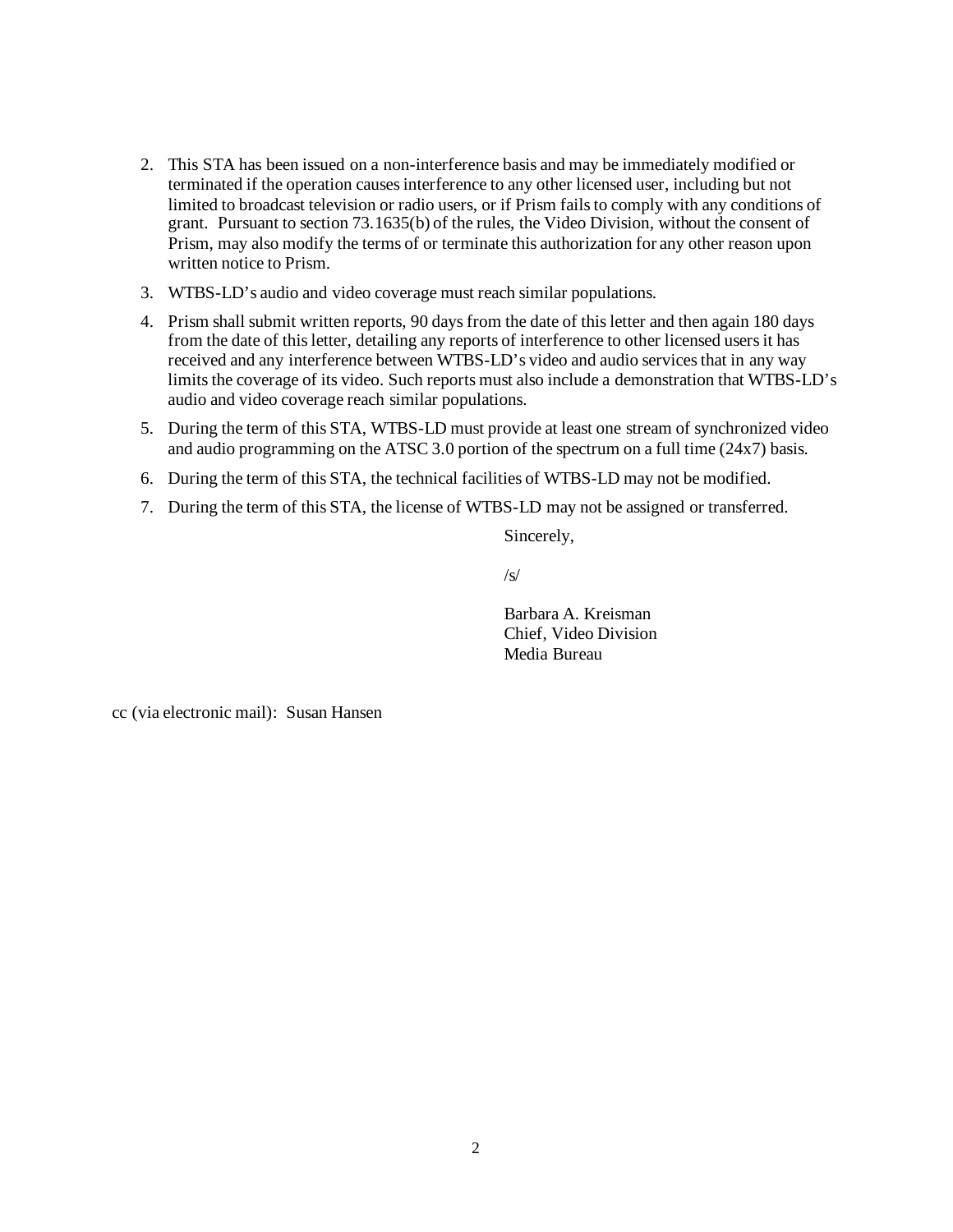2. This STA has been issued on a non-interference basis and may be immediately modified or terminated if the operation causes interference to any other licensed user, including but not limited to broadcast television or radio users, or if Prism fails to comply with any conditions of grant. Pursuant to section 73.1635(b) of the rules, the Video Division, without the consent of Prism, may also modify the terms of or terminate this authorization for any other reason upon written notice to Prism.
3. WTBS-LD's audio and video coverage must reach similar populations.
4. Prism shall submit written reports, 90 days from the date of this letter and then again 180 days from the date of this letter, detailing any reports of interference to other licensed users it has received and any interference between WTBS-LD's video and audio services that in any way limits the coverage of its video. Such reports must also include a demonstration that WTBS-LD's audio and video coverage reach similar populations.
5. During the term of this STA, WTBS-LD must provide at least one stream of synchronized video and audio programming on the ATSC 3.0 portion of the spectrum on a full time (24x7) basis.
6. During the term of this STA, the technical facilities of WTBS-LD may not be modified.
7. During the term of this STA, the license of WTBS-LD may not be assigned or transferred.

Sincerely,

/s/

Barbara A. Kreisman
Chief, Video Division
Media Bureau

cc (via electronic mail): Susan Hansen